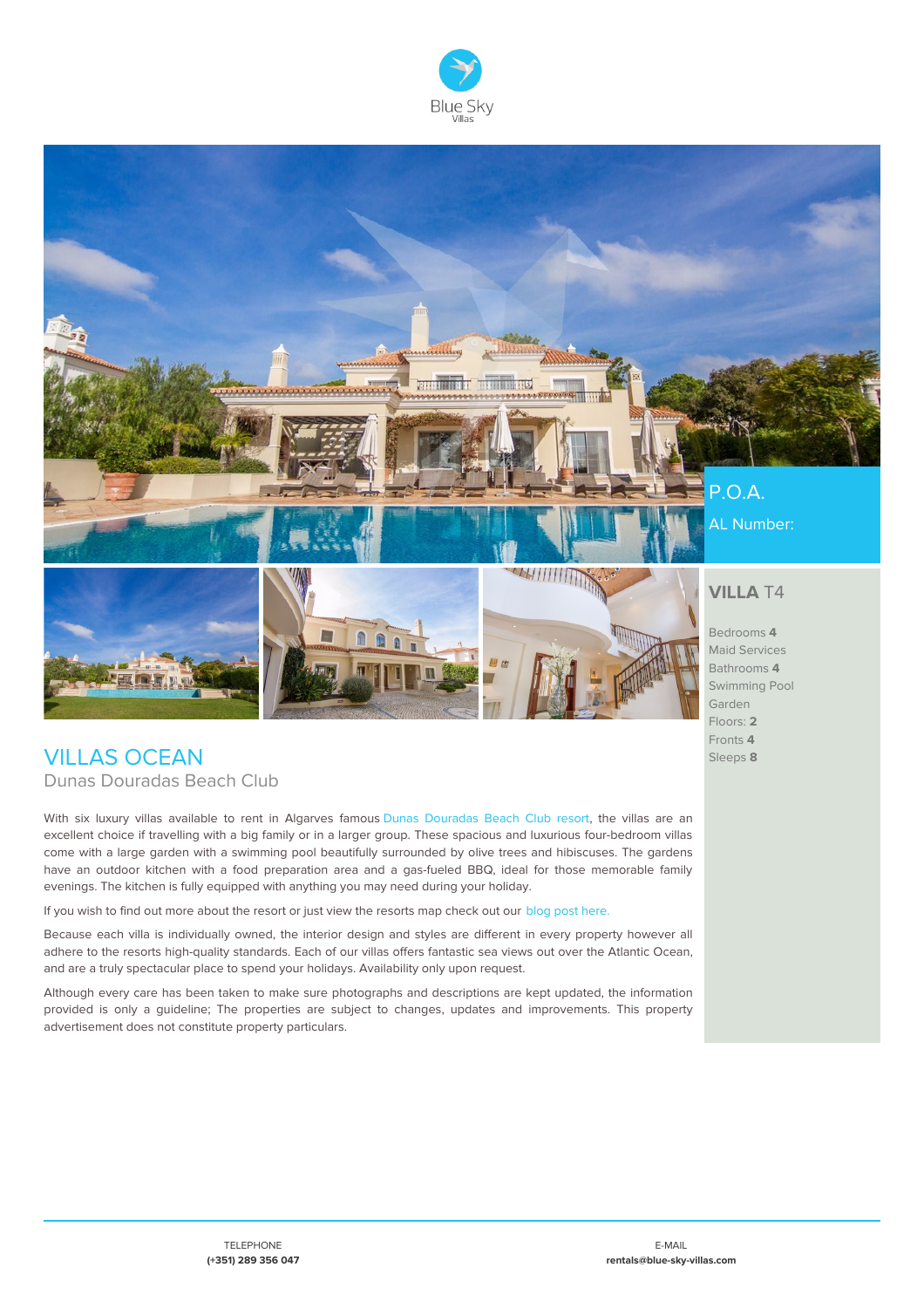Blue Sky
Villas

P.O.A.

AL Number:

## VILLA T4

Bedrooms **4**
Maid Services
Bathrooms **4**
Swimming Pool
Garden
Floors: **2**
Fronts **4**
Sleeps **8**

# VILLAS OCEAN

## Dunas Douradas Beach Club

With six luxury villas available to rent in Algarves famous Dunas Douradas Beach Club resort, the villas are an excellent choice if travelling with a big family or in a larger group. These spacious and luxurious four-bedroom villas come with a large garden with a swimming pool beautifully surrounded by olive trees and hibiscuses. The gardens have an outdoor kitchen with a food preparation area and a gas-fueled BBQ, ideal for those memorable family evenings. The kitchen is fully equipped with anything you may need during your holiday.

If you wish to find out more about the resort or just view the resorts map check out our blog post here.

Because each villa is individually owned, the interior design and styles are different in every property however all adhere to the resorts high-quality standards. Each of our villas offers fantastic sea views out over the Atlantic Ocean, and are a truly spectacular place to spend your holidays. Availability only upon request.

Although every care has been taken to make sure photographs and descriptions are kept updated, the information provided is only a guideline; The properties are subject to changes, updates and improvements. This property advertisement does not constitute property particulars.

TELEPHONE
**(+351) 289 356 047**

E-MAIL
**rentals@blue-sky-villas.com**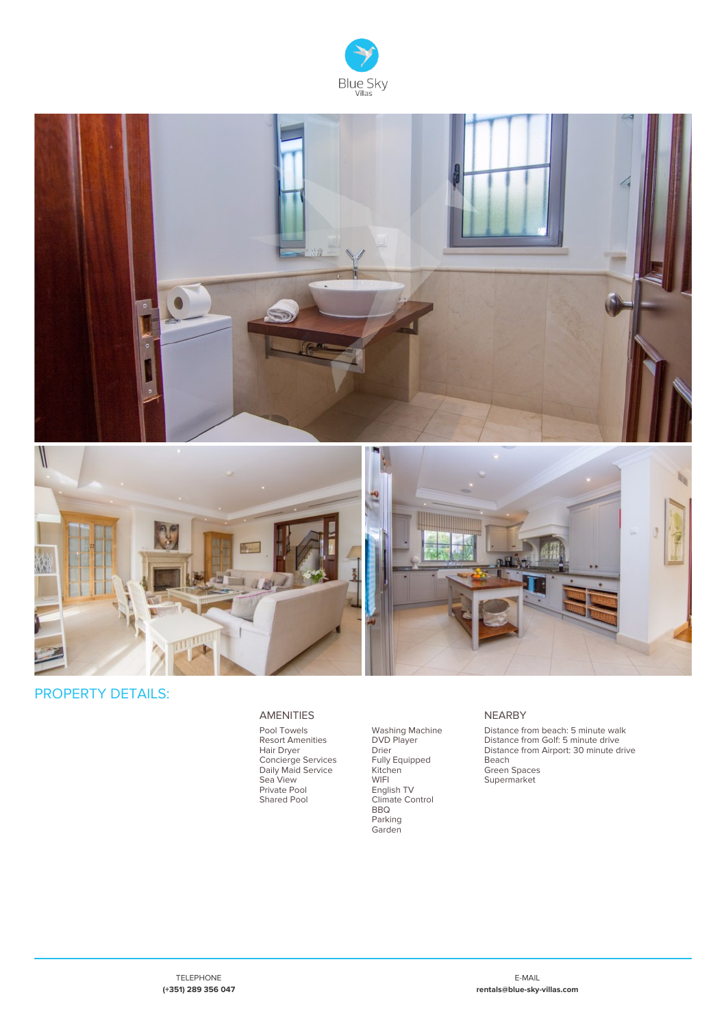Blue Sky
Villas

## PROPERTY DETAILS:

### AMENITIES

- Pool Towels
- Resort Amenities
- Hair Dryer
- Concierge Services
- Daily Maid Service
- Sea View
- Private Pool
- Shared Pool
- Washing Machine
- DVD Player
- Drier
- Fully Equipped Kitchen
- WIFI
- English TV
- Climate Control
- BBQ
- Parking
- Garden

### NEARBY

- Distance from beach: 5 minute walk
- Distance from Golf: 5 minute drive
- Distance from Airport: 30 minute drive
- Beach
- Green Spaces
- Supermarket

TELEPHONE
**(+351) 289 356 047**

E-MAIL
**rentals@blue-sky-villas.com**